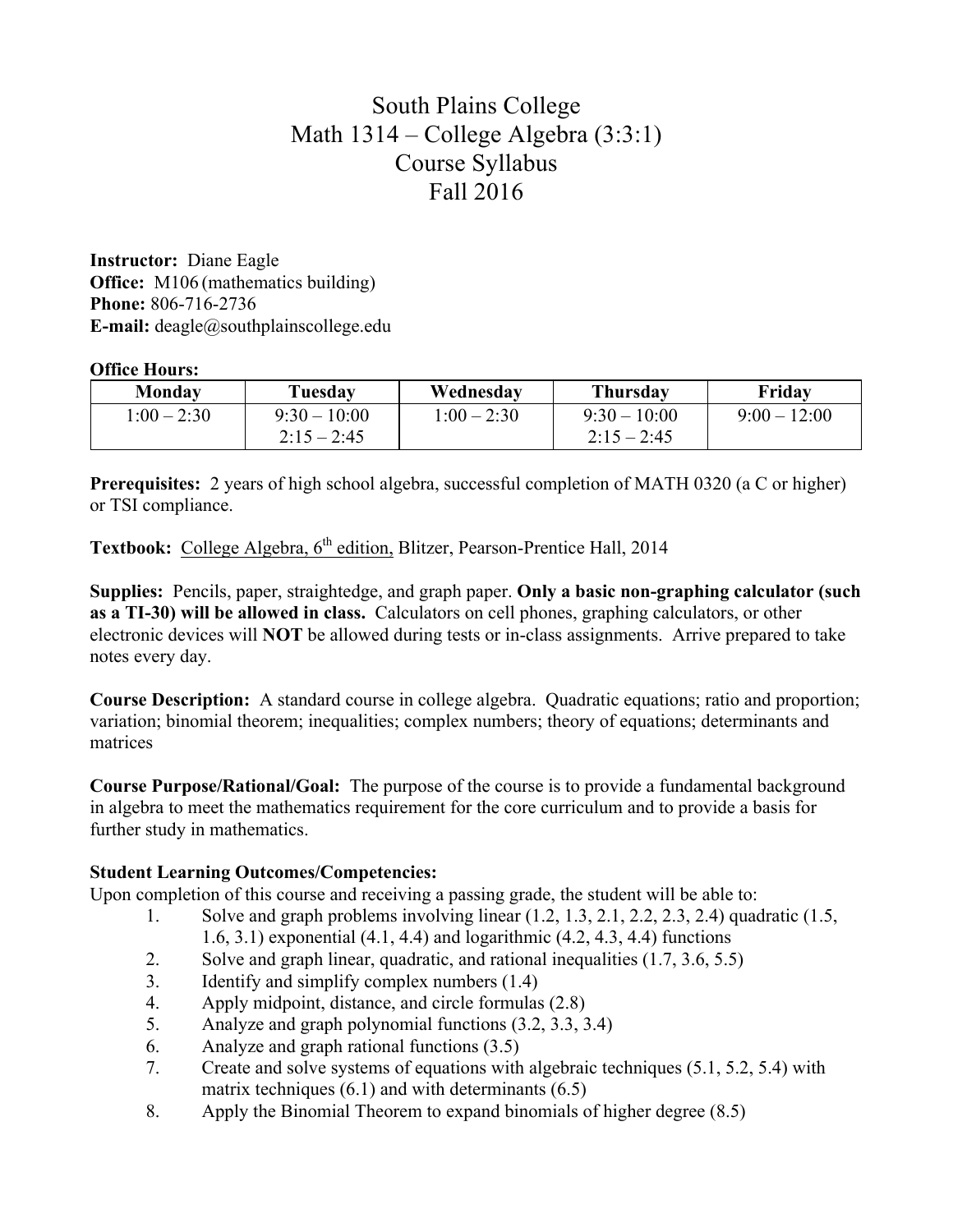# South Plains College
# Math 1314 – College Algebra (3:3:1)
# Course Syllabus
# Fall 2016

**Instructor:** Diane Eagle
**Office:** M106 (mathematics building)
**Phone:** 806-716-2736
**E-mail:** deagle@southplainscollege.edu

**Office Hours:**

| Monday | Tuesday | Wednesday | Thursday | Friday |
|---|---|---|---|---|
| 1:00 – 2:30 | 9:30 – 10:00<br>2:15 – 2:45 | 1:00 – 2:30 | 9:30 – 10:00<br>2:15 – 2:45 | 9:00 – 12:00 |

**Prerequisites:** 2 years of high school algebra, successful completion of MATH 0320 (a C or higher) or TSI compliance.

**Textbook:** College Algebra, 6th edition, Blitzer, Pearson-Prentice Hall, 2014

**Supplies:** Pencils, paper, straightedge, and graph paper. **Only a basic non-graphing calculator (such as a TI-30) will be allowed in class.** Calculators on cell phones, graphing calculators, or other electronic devices will **NOT** be allowed during tests or in-class assignments. Arrive prepared to take notes every day.

**Course Description:** A standard course in college algebra. Quadratic equations; ratio and proportion; variation; binomial theorem; inequalities; complex numbers; theory of equations; determinants and matrices

**Course Purpose/Rational/Goal:** The purpose of the course is to provide a fundamental background in algebra to meet the mathematics requirement for the core curriculum and to provide a basis for further study in mathematics.

**Student Learning Outcomes/Competencies:**

Upon completion of this course and receiving a passing grade, the student will be able to:

1. Solve and graph problems involving linear (1.2, 1.3, 2.1, 2.2, 2.3, 2.4) quadratic (1.5, 1.6, 3.1) exponential (4.1, 4.4) and logarithmic (4.2, 4.3, 4.4) functions
2. Solve and graph linear, quadratic, and rational inequalities (1.7, 3.6, 5.5)
3. Identify and simplify complex numbers (1.4)
4. Apply midpoint, distance, and circle formulas (2.8)
5. Analyze and graph polynomial functions (3.2, 3.3, 3.4)
6. Analyze and graph rational functions (3.5)
7. Create and solve systems of equations with algebraic techniques (5.1, 5.2, 5.4) with matrix techniques (6.1) and with determinants (6.5)
8. Apply the Binomial Theorem to expand binomials of higher degree (8.5)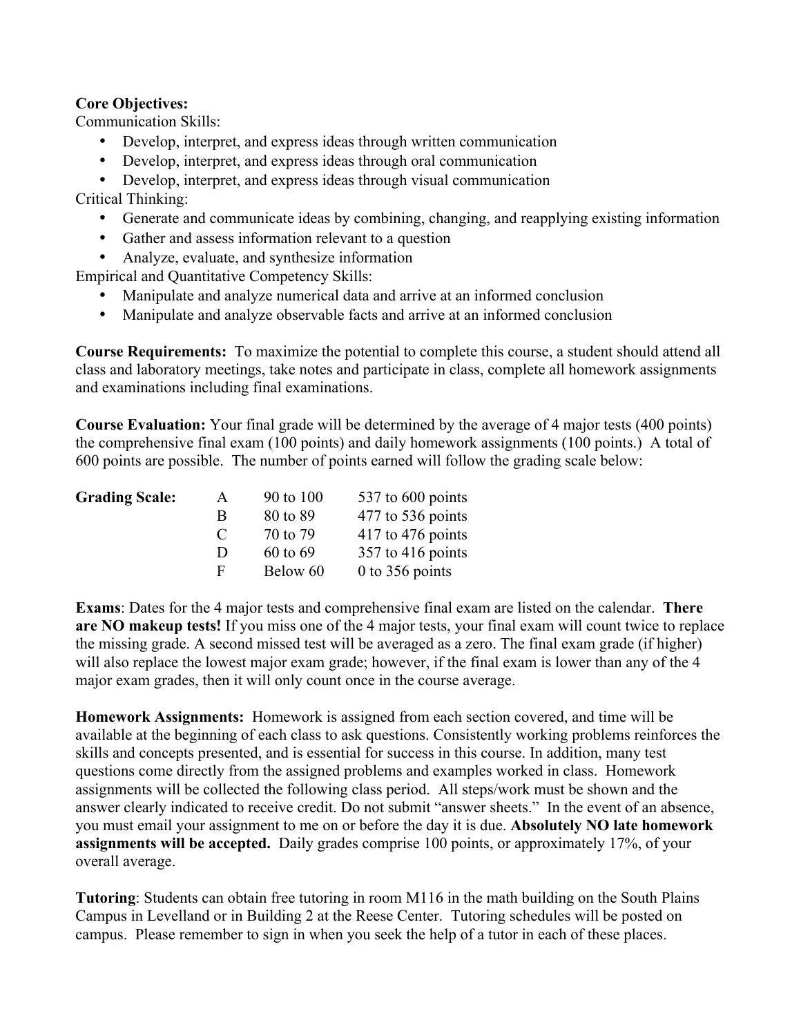**Core Objectives:**
Communication Skills:

- Develop, interpret, and express ideas through written communication
- Develop, interpret, and express ideas through oral communication
- Develop, interpret, and express ideas through visual communication

Critical Thinking:

- Generate and communicate ideas by combining, changing, and reapplying existing information
- Gather and assess information relevant to a question
- Analyze, evaluate, and synthesize information

Empirical and Quantitative Competency Skills:

- Manipulate and analyze numerical data and arrive at an informed conclusion
- Manipulate and analyze observable facts and arrive at an informed conclusion

**Course Requirements:** To maximize the potential to complete this course, a student should attend all class and laboratory meetings, take notes and participate in class, complete all homework assignments and examinations including final examinations.

**Course Evaluation:** Your final grade will be determined by the average of 4 major tests (400 points) the comprehensive final exam (100 points) and daily homework assignments (100 points.) A total of 600 points are possible. The number of points earned will follow the grading scale below:

| **Grading Scale:** | | | |
|---|---|---|---|
| | A | 90 to 100 | 537 to 600 points |
| | B | 80 to 89 | 477 to 536 points |
| | C | 70 to 79 | 417 to 476 points |
| | D | 60 to 69 | 357 to 416 points |
| | F | Below 60 | 0 to 356 points |

**Exams**: Dates for the 4 major tests and comprehensive final exam are listed on the calendar. **There are NO makeup tests!** If you miss one of the 4 major tests, your final exam will count twice to replace the missing grade. A second missed test will be averaged as a zero. The final exam grade (if higher) will also replace the lowest major exam grade; however, if the final exam is lower than any of the 4 major exam grades, then it will only count once in the course average.

**Homework Assignments:** Homework is assigned from each section covered, and time will be available at the beginning of each class to ask questions. Consistently working problems reinforces the skills and concepts presented, and is essential for success in this course. In addition, many test questions come directly from the assigned problems and examples worked in class. Homework assignments will be collected the following class period. All steps/work must be shown and the answer clearly indicated to receive credit. Do not submit "answer sheets." In the event of an absence, you must email your assignment to me on or before the day it is due. **Absolutely NO late homework assignments will be accepted.** Daily grades comprise 100 points, or approximately 17%, of your overall average.

**Tutoring**: Students can obtain free tutoring in room M116 in the math building on the South Plains Campus in Levelland or in Building 2 at the Reese Center. Tutoring schedules will be posted on campus. Please remember to sign in when you seek the help of a tutor in each of these places.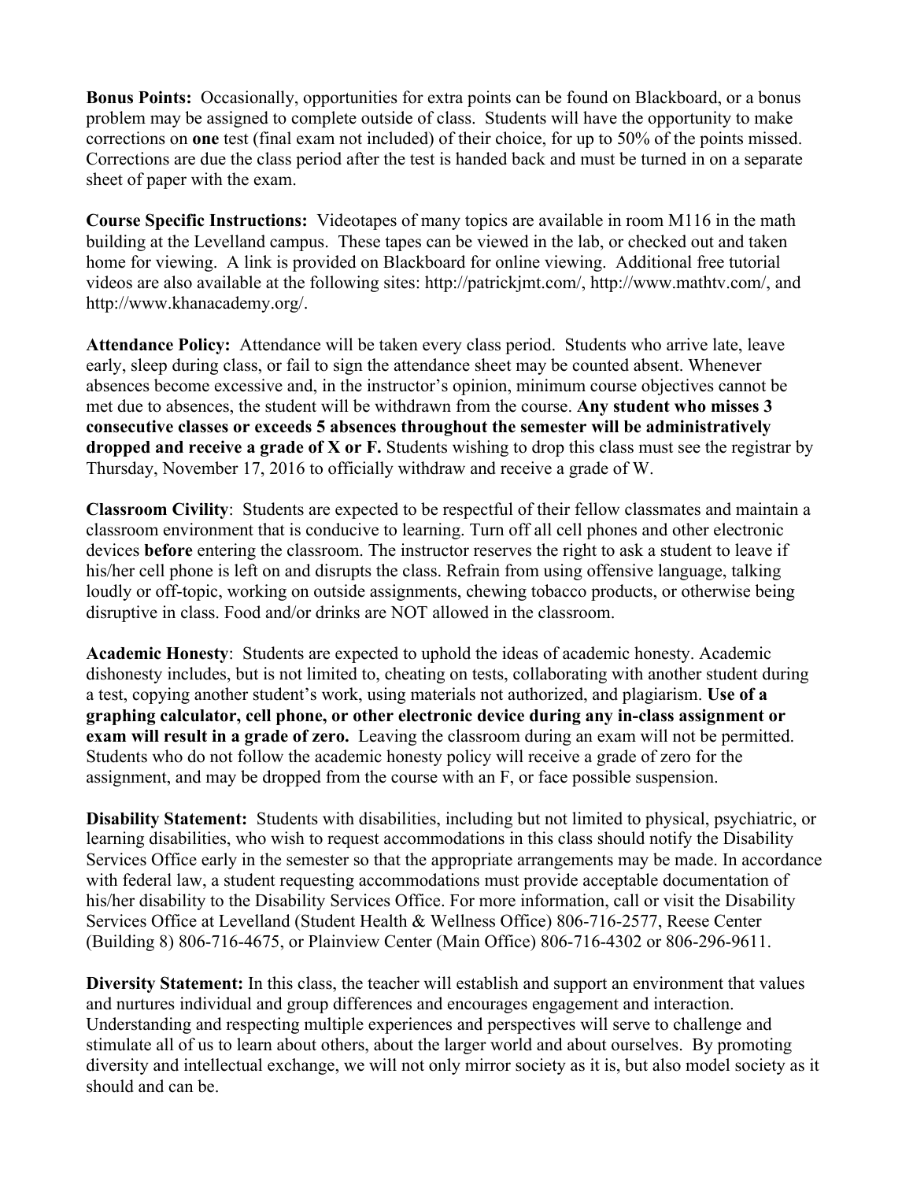**Bonus Points:** Occasionally, opportunities for extra points can be found on Blackboard, or a bonus problem may be assigned to complete outside of class. Students will have the opportunity to make corrections on **one** test (final exam not included) of their choice, for up to 50% of the points missed. Corrections are due the class period after the test is handed back and must be turned in on a separate sheet of paper with the exam.

**Course Specific Instructions:** Videotapes of many topics are available in room M116 in the math building at the Levelland campus. These tapes can be viewed in the lab, or checked out and taken home for viewing. A link is provided on Blackboard for online viewing. Additional free tutorial videos are also available at the following sites: http://patrickjmt.com/, http://www.mathtv.com/, and http://www.khanacademy.org/.

**Attendance Policy:** Attendance will be taken every class period. Students who arrive late, leave early, sleep during class, or fail to sign the attendance sheet may be counted absent. Whenever absences become excessive and, in the instructor's opinion, minimum course objectives cannot be met due to absences, the student will be withdrawn from the course. **Any student who misses 3 consecutive classes or exceeds 5 absences throughout the semester will be administratively dropped and receive a grade of X or F.** Students wishing to drop this class must see the registrar by Thursday, November 17, 2016 to officially withdraw and receive a grade of W.

**Classroom Civility**: Students are expected to be respectful of their fellow classmates and maintain a classroom environment that is conducive to learning. Turn off all cell phones and other electronic devices **before** entering the classroom. The instructor reserves the right to ask a student to leave if his/her cell phone is left on and disrupts the class. Refrain from using offensive language, talking loudly or off-topic, working on outside assignments, chewing tobacco products, or otherwise being disruptive in class. Food and/or drinks are NOT allowed in the classroom.

**Academic Honesty**: Students are expected to uphold the ideas of academic honesty. Academic dishonesty includes, but is not limited to, cheating on tests, collaborating with another student during a test, copying another student's work, using materials not authorized, and plagiarism. **Use of a graphing calculator, cell phone, or other electronic device during any in-class assignment or exam will result in a grade of zero.** Leaving the classroom during an exam will not be permitted. Students who do not follow the academic honesty policy will receive a grade of zero for the assignment, and may be dropped from the course with an F, or face possible suspension.

**Disability Statement:** Students with disabilities, including but not limited to physical, psychiatric, or learning disabilities, who wish to request accommodations in this class should notify the Disability Services Office early in the semester so that the appropriate arrangements may be made. In accordance with federal law, a student requesting accommodations must provide acceptable documentation of his/her disability to the Disability Services Office. For more information, call or visit the Disability Services Office at Levelland (Student Health & Wellness Office) 806-716-2577, Reese Center (Building 8) 806-716-4675, or Plainview Center (Main Office) 806-716-4302 or 806-296-9611.

**Diversity Statement:** In this class, the teacher will establish and support an environment that values and nurtures individual and group differences and encourages engagement and interaction. Understanding and respecting multiple experiences and perspectives will serve to challenge and stimulate all of us to learn about others, about the larger world and about ourselves. By promoting diversity and intellectual exchange, we will not only mirror society as it is, but also model society as it should and can be.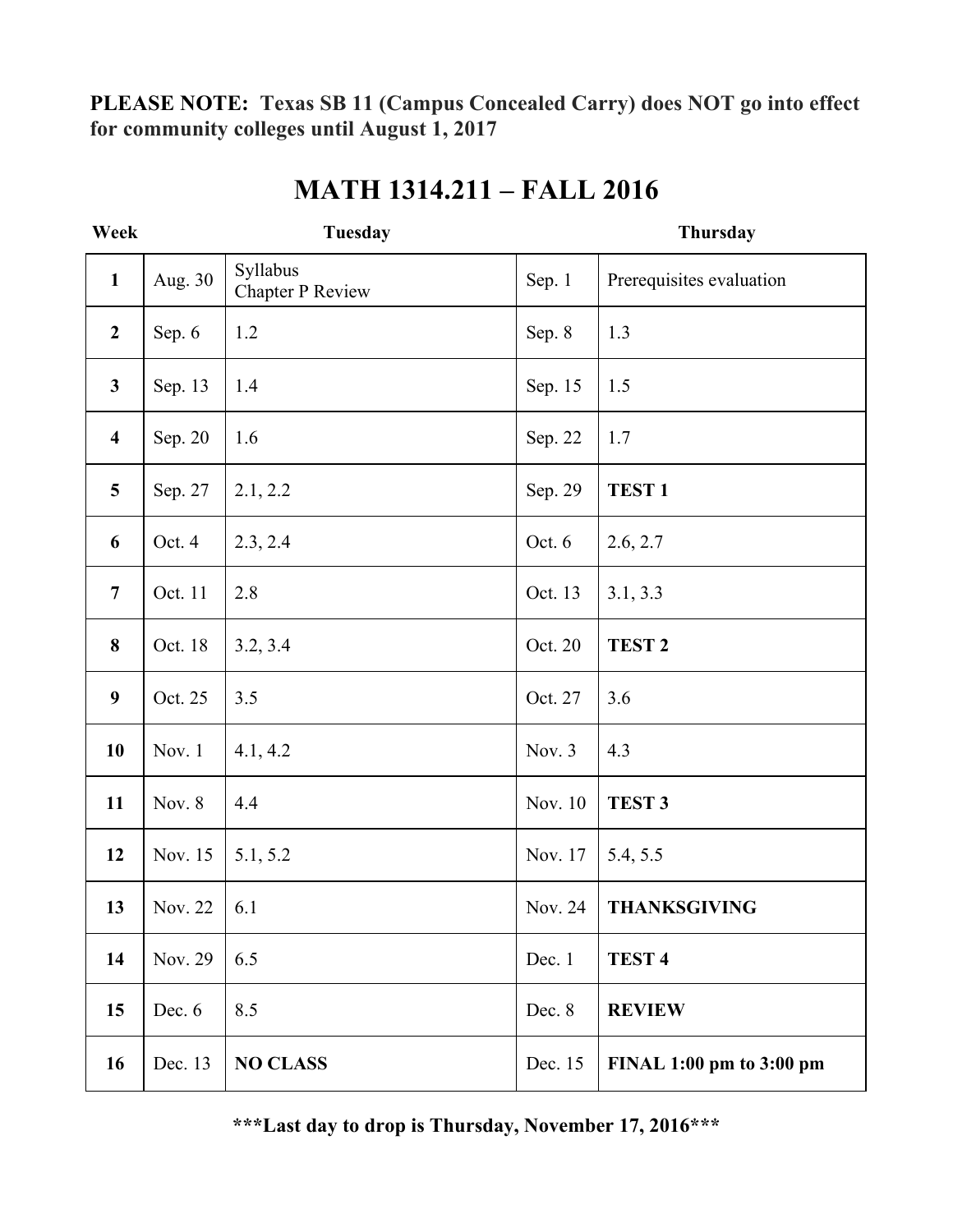**PLEASE NOTE: Texas SB 11 (Campus Concealed Carry) does NOT go into effect for community colleges until August 1, 2017**

# MATH 1314.211 – FALL 2016

| Week | Tuesday | | Thursday | |
|---|---|---|---|---|
| **1** | Aug. 30 | Syllabus<br>Chapter P Review | Sep. 1 | Prerequisites evaluation |
| **2** | Sep. 6 | 1.2 | Sep. 8 | 1.3 |
| **3** | Sep. 13 | 1.4 | Sep. 15 | 1.5 |
| **4** | Sep. 20 | 1.6 | Sep. 22 | 1.7 |
| **5** | Sep. 27 | 2.1, 2.2 | Sep. 29 | **TEST 1** |
| **6** | Oct. 4 | 2.3, 2.4 | Oct. 6 | 2.6, 2.7 |
| **7** | Oct. 11 | 2.8 | Oct. 13 | 3.1, 3.3 |
| **8** | Oct. 18 | 3.2, 3.4 | Oct. 20 | **TEST 2** |
| **9** | Oct. 25 | 3.5 | Oct. 27 | 3.6 |
| **10** | Nov. 1 | 4.1, 4.2 | Nov. 3 | 4.3 |
| **11** | Nov. 8 | 4.4 | Nov. 10 | **TEST 3** |
| **12** | Nov. 15 | 5.1, 5.2 | Nov. 17 | 5.4, 5.5 |
| **13** | Nov. 22 | 6.1 | Nov. 24 | **THANKSGIVING** |
| **14** | Nov. 29 | 6.5 | Dec. 1 | **TEST 4** |
| **15** | Dec. 6 | 8.5 | Dec. 8 | **REVIEW** |
| **16** | Dec. 13 | **NO CLASS** | Dec. 15 | **FINAL 1:00 pm to 3:00 pm** |

**\*\*\*Last day to drop is Thursday, November 17, 2016\*\*\***